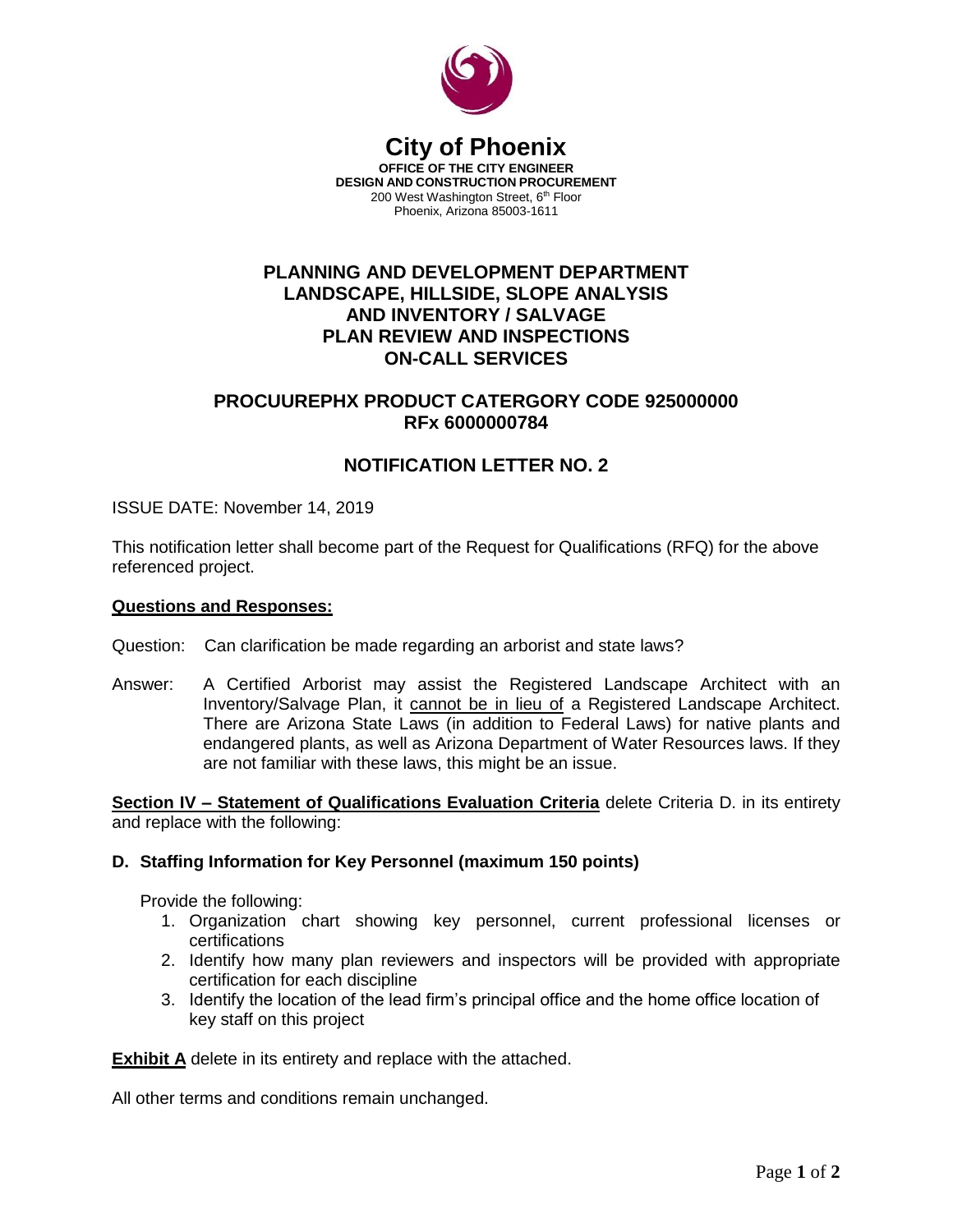# City of Phoenix

**OFFICE OF THE CITY ENGINEER**
**DESIGN AND CONSTRUCTION PROCUREMENT**
200 West Washington Street, 6th Floor
Phoenix, Arizona 85003-1611

## PLANNING AND DEVELOPMENT DEPARTMENT LANDSCAPE, HILLSIDE, SLOPE ANALYSIS AND INVENTORY / SALVAGE PLAN REVIEW AND INSPECTIONS ON-CALL SERVICES

## PROCUUREPHX PRODUCT CATERGORY CODE 925000000 RFx 6000000784

## NOTIFICATION LETTER NO. 2

ISSUE DATE: November 14, 2019

This notification letter shall become part of the Request for Qualifications (RFQ) for the above referenced project.

**Questions and Responses:**

Question: Can clarification be made regarding an arborist and state laws?

Answer: A Certified Arborist may assist the Registered Landscape Architect with an Inventory/Salvage Plan, it cannot be in lieu of a Registered Landscape Architect. There are Arizona State Laws (in addition to Federal Laws) for native plants and endangered plants, as well as Arizona Department of Water Resources laws. If they are not familiar with these laws, this might be an issue.

**Section IV – Statement of Qualifications Evaluation Criteria** delete Criteria D. in its entirety and replace with the following:

**D. Staffing Information for Key Personnel (maximum 150 points)**

Provide the following:

1. Organization chart showing key personnel, current professional licenses or certifications
2. Identify how many plan reviewers and inspectors will be provided with appropriate certification for each discipline
3. Identify the location of the lead firm's principal office and the home office location of key staff on this project

**Exhibit A** delete in its entirety and replace with the attached.

All other terms and conditions remain unchanged.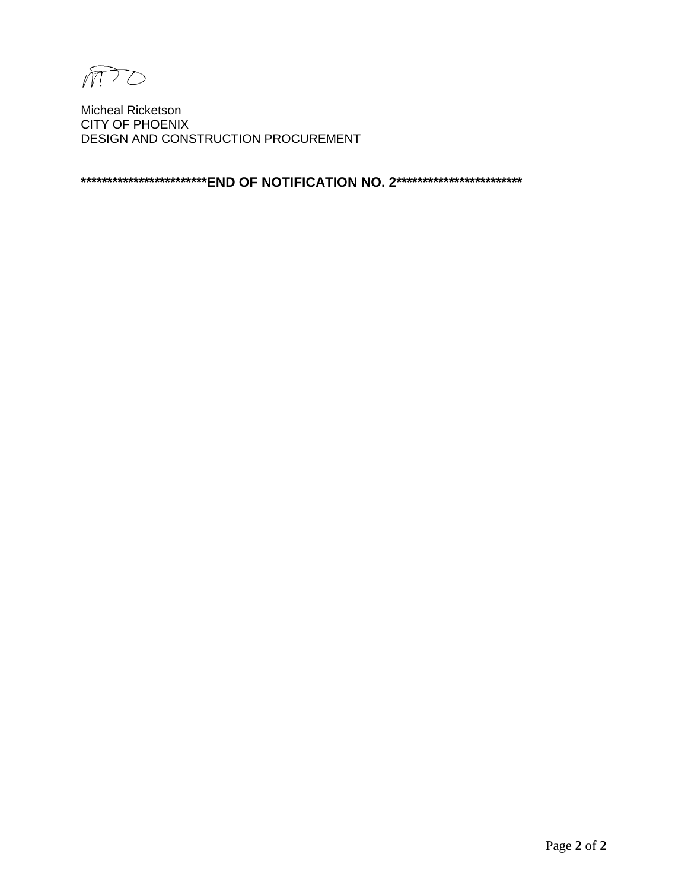Micheal Ricketson
CITY OF PHOENIX
DESIGN AND CONSTRUCTION PROCUREMENT

**************************END OF NOTIFICATION NO. 2**************************